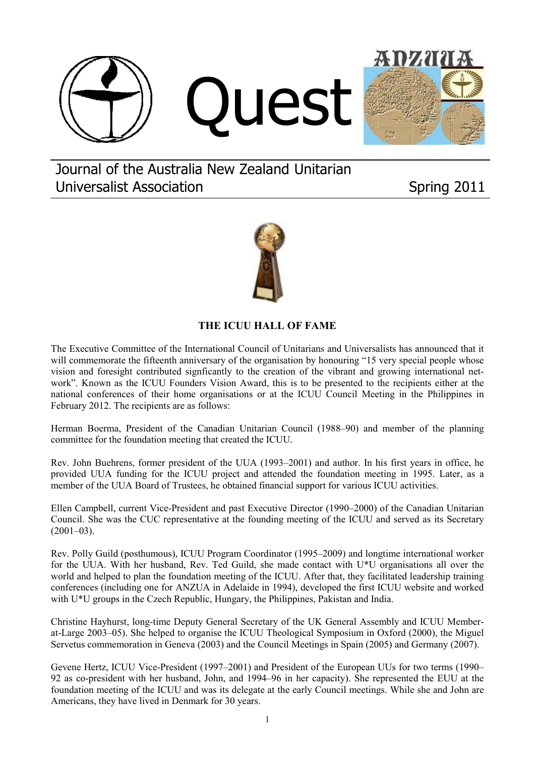# Quest

Journal of the Australia New Zealand Unitarian Universalist Association

Spring 2011

## THE ICUU HALL OF FAME

The Executive Committee of the International Council of Unitarians and Universalists has announced that it will commemorate the fifteenth anniversary of the organisation by honouring "15 very special people whose vision and foresight contributed signficantly to the creation of the vibrant and growing international network". Known as the ICUU Founders Vision Award, this is to be presented to the recipients either at the national conferences of their home organisations or at the ICUU Council Meeting in the Philippines in February 2012. The recipients are as follows:

Herman Boerma, President of the Canadian Unitarian Council (1988–90) and member of the planning committee for the foundation meeting that created the ICUU.

Rev. John Buehrens, former president of the UUA (1993–2001) and author. In his first years in office, he provided UUA funding for the ICUU project and attended the foundation meeting in 1995. Later, as a member of the UUA Board of Trustees, he obtained financial support for various ICUU activities.

Ellen Campbell, current Vice-President and past Executive Director (1990–2000) of the Canadian Unitarian Council. She was the CUC representative at the founding meeting of the ICUU and served as its Secretary (2001–03).

Rev. Polly Guild (posthumous), ICUU Program Coordinator (1995–2009) and longtime international worker for the UUA. With her husband, Rev. Ted Guild, she made contact with U*U organisations all over the world and helped to plan the foundation meeting of the ICUU. After that, they facilitated leadership training conferences (including one for ANZUA in Adelaide in 1994), developed the first ICUU website and worked with U*U groups in the Czech Republic, Hungary, the Philippines, Pakistan and India.

Christine Hayhurst, long-time Deputy General Secretary of the UK General Assembly and ICUU Member-at-Large 2003–05). She helped to organise the ICUU Theological Symposium in Oxford (2000), the Miguel Servetus commemoration in Geneva (2003) and the Council Meetings in Spain (2005) and Germany (2007).

Gevene Hertz, ICUU Vice-President (1997–2001) and President of the European UUs for two terms (1990–92 as co-president with her husband, John, and 1994–96 in her capacity). She represented the EUU at the foundation meeting of the ICUU and was its delegate at the early Council meetings. While she and John are Americans, they have lived in Denmark for 30 years.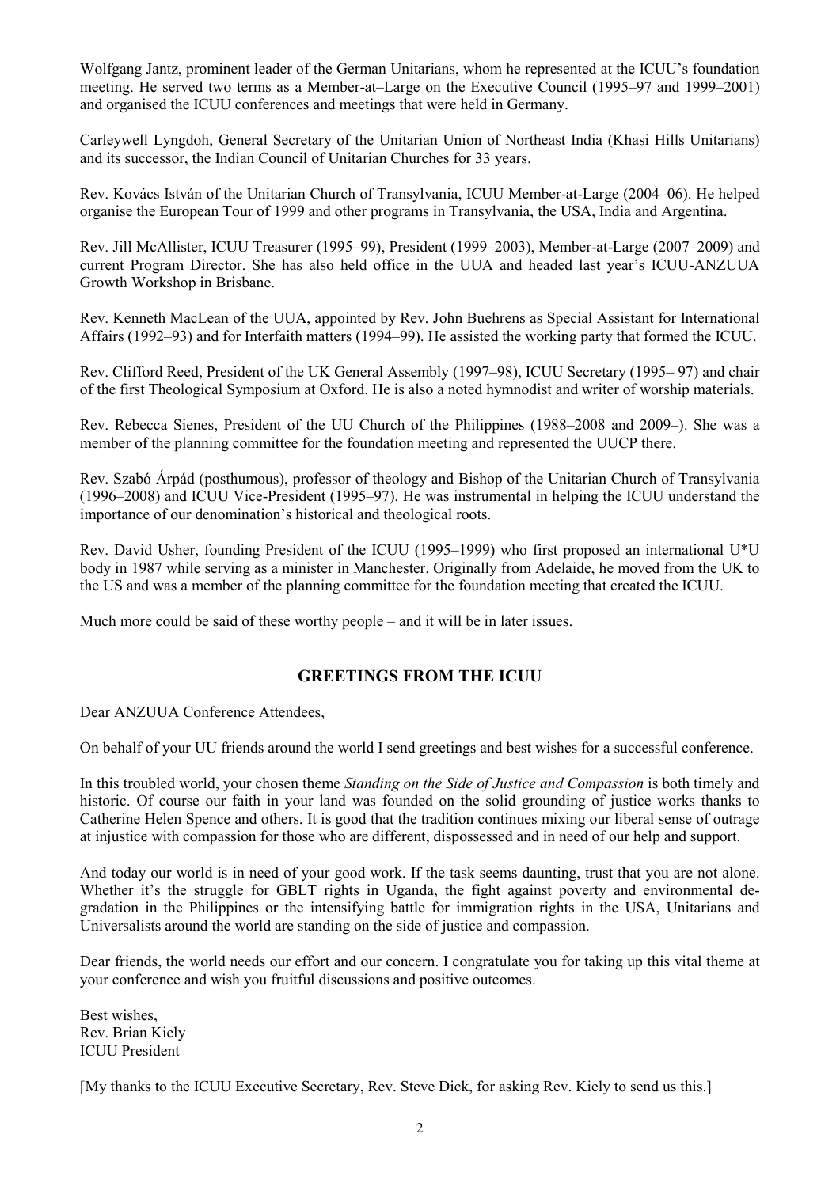Wolfgang Jantz, prominent leader of the German Unitarians, whom he represented at the ICUU's foundation meeting. He served two terms as a Member-at–Large on the Executive Council (1995–97 and 1999–2001) and organised the ICUU conferences and meetings that were held in Germany.

Carleywell Lyngdoh, General Secretary of the Unitarian Union of Northeast India (Khasi Hills Unitarians) and its successor, the Indian Council of Unitarian Churches for 33 years.

Rev. Kovács István of the Unitarian Church of Transylvania, ICUU Member-at-Large (2004–06). He helped organise the European Tour of 1999 and other programs in Transylvania, the USA, India and Argentina.

Rev. Jill McAllister, ICUU Treasurer (1995–99), President (1999–2003), Member-at-Large (2007–2009) and current Program Director. She has also held office in the UUA and headed last year's ICUU-ANZUUA Growth Workshop in Brisbane.

Rev. Kenneth MacLean of the UUA, appointed by Rev. John Buehrens as Special Assistant for International Affairs (1992–93) and for Interfaith matters (1994–99). He assisted the working party that formed the ICUU.

Rev. Clifford Reed, President of the UK General Assembly (1997–98), ICUU Secretary (1995– 97) and chair of the first Theological Symposium at Oxford. He is also a noted hymnodist and writer of worship materials.

Rev. Rebecca Sienes, President of the UU Church of the Philippines (1988–2008 and 2009–). She was a member of the planning committee for the foundation meeting and represented the UUCP there.

Rev. Szabó Árpád (posthumous), professor of theology and Bishop of the Unitarian Church of Transylvania (1996–2008) and ICUU Vice-President (1995–97). He was instrumental in helping the ICUU understand the importance of our denomination's historical and theological roots.

Rev. David Usher, founding President of the ICUU (1995–1999) who first proposed an international U*U body in 1987 while serving as a minister in Manchester. Originally from Adelaide, he moved from the UK to the US and was a member of the planning committee for the foundation meeting that created the ICUU.

Much more could be said of these worthy people – and it will be in later issues.

## GREETINGS FROM THE ICUU

Dear ANZUUA Conference Attendees,

On behalf of your UU friends around the world I send greetings and best wishes for a successful conference.

In this troubled world, your chosen theme *Standing on the Side of Justice and Compassion* is both timely and historic. Of course our faith in your land was founded on the solid grounding of justice works thanks to Catherine Helen Spence and others. It is good that the tradition continues mixing our liberal sense of outrage at injustice with compassion for those who are different, dispossessed and in need of our help and support.

And today our world is in need of your good work. If the task seems daunting, trust that you are not alone. Whether it's the struggle for GBLT rights in Uganda, the fight against poverty and environmental degradation in the Philippines or the intensifying battle for immigration rights in the USA, Unitarians and Universalists around the world are standing on the side of justice and compassion.

Dear friends, the world needs our effort and our concern. I congratulate you for taking up this vital theme at your conference and wish you fruitful discussions and positive outcomes.

Best wishes,  
Rev. Brian Kiely  
ICUU President

[My thanks to the ICUU Executive Secretary, Rev. Steve Dick, for asking Rev. Kiely to send us this.]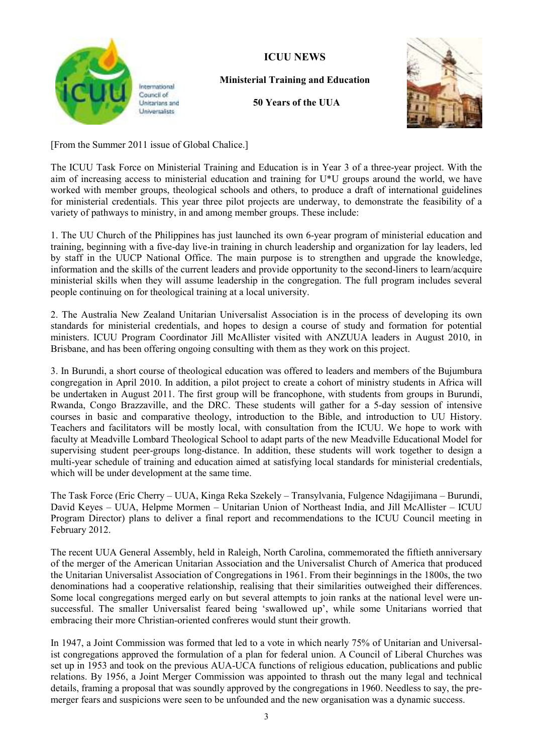# ICUU NEWS

## Ministerial Training and Education

## 50 Years of the UUA

[From the Summer 2011 issue of Global Chalice.]

The ICUU Task Force on Ministerial Training and Education is in Year 3 of a three-year project. With the aim of increasing access to ministerial education and training for U*U groups around the world, we have worked with member groups, theological schools and others, to produce a draft of international guidelines for ministerial credentials. This year three pilot projects are underway, to demonstrate the feasibility of a variety of pathways to ministry, in and among member groups. These include:

1. The UU Church of the Philippines has just launched its own 6-year program of ministerial education and training, beginning with a five-day live-in training in church leadership and organization for lay leaders, led by staff in the UUCP National Office. The main purpose is to strengthen and upgrade the knowledge, information and the skills of the current leaders and provide opportunity to the second-liners to learn/acquire ministerial skills when they will assume leadership in the congregation. The full program includes several people continuing on for theological training at a local university.

2. The Australia New Zealand Unitarian Universalist Association is in the process of developing its own standards for ministerial credentials, and hopes to design a course of study and formation for potential ministers. ICUU Program Coordinator Jill McAllister visited with ANZUUA leaders in August 2010, in Brisbane, and has been offering ongoing consulting with them as they work on this project.

3. In Burundi, a short course of theological education was offered to leaders and members of the Bujumbura congregation in April 2010. In addition, a pilot project to create a cohort of ministry students in Africa will be undertaken in August 2011. The first group will be francophone, with students from groups in Burundi, Rwanda, Congo Brazzaville, and the DRC. These students will gather for a 5-day session of intensive courses in basic and comparative theology, introduction to the Bible, and introduction to UU History. Teachers and facilitators will be mostly local, with consultation from the ICUU. We hope to work with faculty at Meadville Lombard Theological School to adapt parts of the new Meadville Educational Model for supervising student peer-groups long-distance. In addition, these students will work together to design a multi-year schedule of training and education aimed at satisfying local standards for ministerial credentials, which will be under development at the same time.

The Task Force (Eric Cherry – UUA, Kinga Reka Szekely – Transylvania, Fulgence Ndagijimana – Burundi, David Keyes – UUA, Helpme Mormen – Unitarian Union of Northeast India, and Jill McAllister – ICUU Program Director) plans to deliver a final report and recommendations to the ICUU Council meeting in February 2012.

The recent UUA General Assembly, held in Raleigh, North Carolina, commemorated the fiftieth anniversary of the merger of the American Unitarian Association and the Universalist Church of America that produced the Unitarian Universalist Association of Congregations in 1961. From their beginnings in the 1800s, the two denominations had a cooperative relationship, realising that their similarities outweighed their differences. Some local congregations merged early on but several attempts to join ranks at the national level were unsuccessful. The smaller Universalist feared being 'swallowed up', while some Unitarians worried that embracing their more Christian-oriented confreres would stunt their growth.

In 1947, a Joint Commission was formed that led to a vote in which nearly 75% of Unitarian and Universalist congregations approved the formulation of a plan for federal union. A Council of Liberal Churches was set up in 1953 and took on the previous AUA-UCA functions of religious education, publications and public relations. By 1956, a Joint Merger Commission was appointed to thrash out the many legal and technical details, framing a proposal that was soundly approved by the congregations in 1960. Needless to say, the pre-merger fears and suspicions were seen to be unfounded and the new organisation was a dynamic success.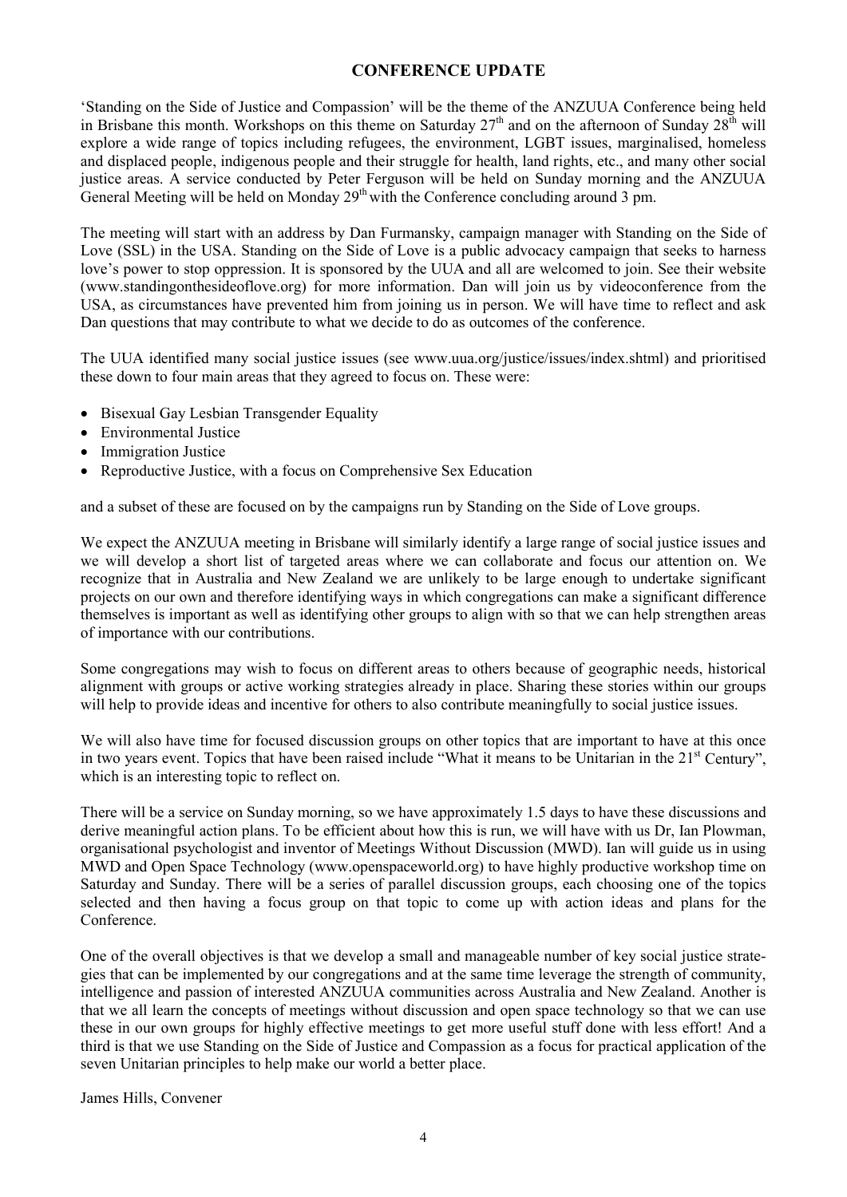## CONFERENCE UPDATE

'Standing on the Side of Justice and Compassion' will be the theme of the ANZUUA Conference being held in Brisbane this month. Workshops on this theme on Saturday 27th and on the afternoon of Sunday 28th will explore a wide range of topics including refugees, the environment, LGBT issues, marginalised, homeless and displaced people, indigenous people and their struggle for health, land rights, etc., and many other social justice areas. A service conducted by Peter Ferguson will be held on Sunday morning and the ANZUUA General Meeting will be held on Monday 29th with the Conference concluding around 3 pm.

The meeting will start with an address by Dan Furmansky, campaign manager with Standing on the Side of Love (SSL) in the USA. Standing on the Side of Love is a public advocacy campaign that seeks to harness love's power to stop oppression. It is sponsored by the UUA and all are welcomed to join. See their website (www.standingonthesideoflove.org) for more information. Dan will join us by videoconference from the USA, as circumstances have prevented him from joining us in person. We will have time to reflect and ask Dan questions that may contribute to what we decide to do as outcomes of the conference.

The UUA identified many social justice issues (see www.uua.org/justice/issues/index.shtml) and prioritised these down to four main areas that they agreed to focus on. These were:

- Bisexual Gay Lesbian Transgender Equality
- Environmental Justice
- Immigration Justice
- Reproductive Justice, with a focus on Comprehensive Sex Education

and a subset of these are focused on by the campaigns run by Standing on the Side of Love groups.

We expect the ANZUUA meeting in Brisbane will similarly identify a large range of social justice issues and we will develop a short list of targeted areas where we can collaborate and focus our attention on. We recognize that in Australia and New Zealand we are unlikely to be large enough to undertake significant projects on our own and therefore identifying ways in which congregations can make a significant difference themselves is important as well as identifying other groups to align with so that we can help strengthen areas of importance with our contributions.

Some congregations may wish to focus on different areas to others because of geographic needs, historical alignment with groups or active working strategies already in place. Sharing these stories within our groups will help to provide ideas and incentive for others to also contribute meaningfully to social justice issues.

We will also have time for focused discussion groups on other topics that are important to have at this once in two years event. Topics that have been raised include "What it means to be Unitarian in the 21st Century", which is an interesting topic to reflect on.

There will be a service on Sunday morning, so we have approximately 1.5 days to have these discussions and derive meaningful action plans. To be efficient about how this is run, we will have with us Dr, Ian Plowman, organisational psychologist and inventor of Meetings Without Discussion (MWD). Ian will guide us in using MWD and Open Space Technology (www.openspaceworld.org) to have highly productive workshop time on Saturday and Sunday. There will be a series of parallel discussion groups, each choosing one of the topics selected and then having a focus group on that topic to come up with action ideas and plans for the Conference.

One of the overall objectives is that we develop a small and manageable number of key social justice strategies that can be implemented by our congregations and at the same time leverage the strength of community, intelligence and passion of interested ANZUUA communities across Australia and New Zealand. Another is that we all learn the concepts of meetings without discussion and open space technology so that we can use these in our own groups for highly effective meetings to get more useful stuff done with less effort! And a third is that we use Standing on the Side of Justice and Compassion as a focus for practical application of the seven Unitarian principles to help make our world a better place.

James Hills, Convener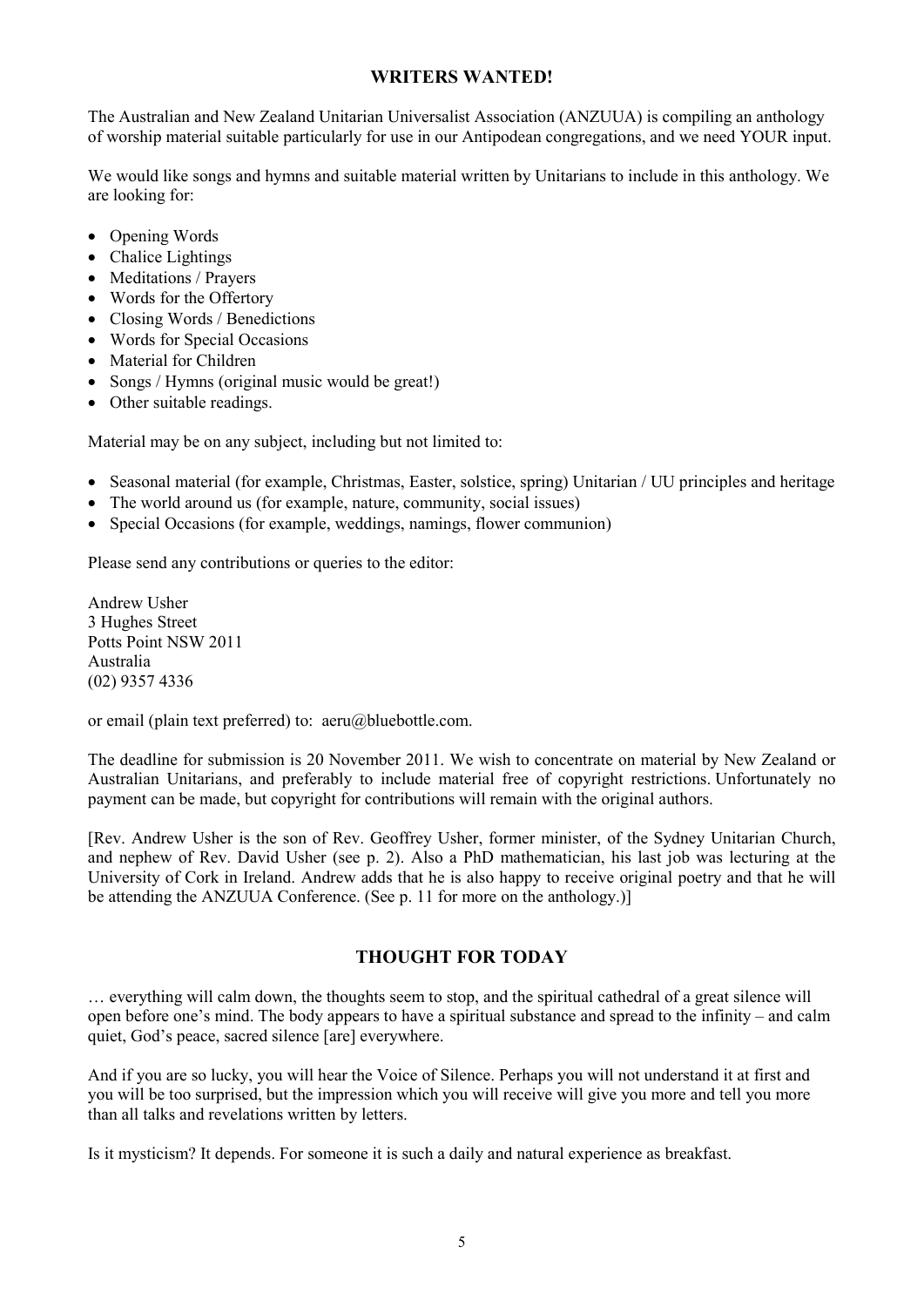## WRITERS WANTED!

The Australian and New Zealand Unitarian Universalist Association (ANZUUA) is compiling an anthology of worship material suitable particularly for use in our Antipodean congregations, and we need YOUR input.

We would like songs and hymns and suitable material written by Unitarians to include in this anthology. We are looking for:

- Opening Words
- Chalice Lightings
- Meditations / Prayers
- Words for the Offertory
- Closing Words / Benedictions
- Words for Special Occasions
- Material for Children
- Songs / Hymns (original music would be great!)
- Other suitable readings.

Material may be on any subject, including but not limited to:

- Seasonal material (for example, Christmas, Easter, solstice, spring) Unitarian / UU principles and heritage
- The world around us (for example, nature, community, social issues)
- Special Occasions (for example, weddings, namings, flower communion)

Please send any contributions or queries to the editor:

Andrew Usher
3 Hughes Street
Potts Point NSW 2011
Australia
(02) 9357 4336

or email (plain text preferred) to: aeru@bluebottle.com.

The deadline for submission is 20 November 2011. We wish to concentrate on material by New Zealand or Australian Unitarians, and preferably to include material free of copyright restrictions. Unfortunately no payment can be made, but copyright for contributions will remain with the original authors.

[Rev. Andrew Usher is the son of Rev. Geoffrey Usher, former minister, of the Sydney Unitarian Church, and nephew of Rev. David Usher (see p. 2). Also a PhD mathematician, his last job was lecturing at the University of Cork in Ireland. Andrew adds that he is also happy to receive original poetry and that he will be attending the ANZUUA Conference. (See p. 11 for more on the anthology.)]

## THOUGHT FOR TODAY

… everything will calm down, the thoughts seem to stop, and the spiritual cathedral of a great silence will open before one's mind. The body appears to have a spiritual substance and spread to the infinity – and calm quiet, God's peace, sacred silence [are] everywhere.

And if you are so lucky, you will hear the Voice of Silence. Perhaps you will not understand it at first and you will be too surprised, but the impression which you will receive will give you more and tell you more than all talks and revelations written by letters.

Is it mysticism? It depends. For someone it is such a daily and natural experience as breakfast.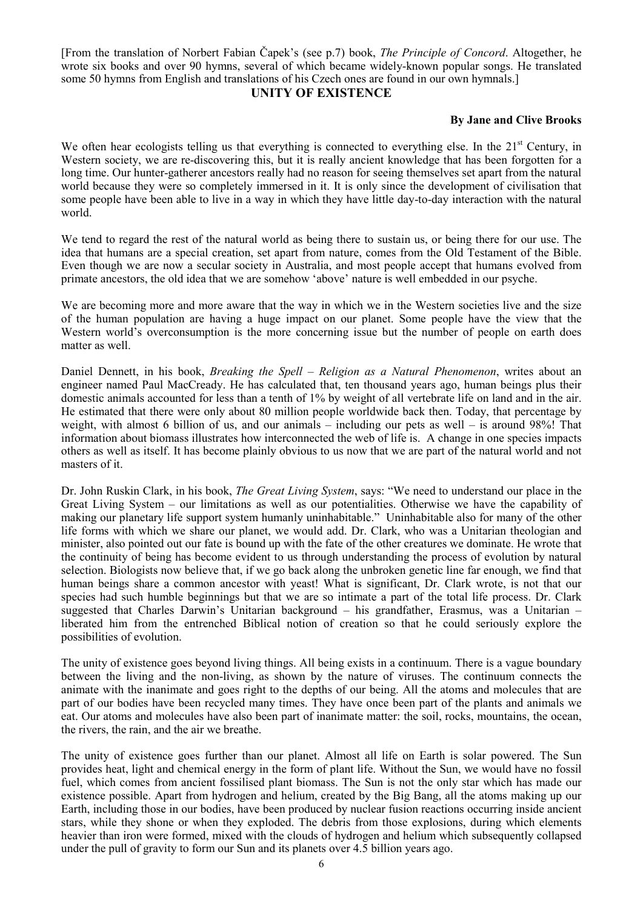[From the translation of Norbert Fabian Čapek's (see p.7) book, *The Principle of Concord*. Altogether, he wrote six books and over 90 hymns, several of which became widely-known popular songs. He translated some 50 hymns from English and translations of his Czech ones are found in our own hymnals.]

## UNITY OF EXISTENCE

**By Jane and Clive Brooks**

We often hear ecologists telling us that everything is connected to everything else. In the 21st Century, in Western society, we are re-discovering this, but it is really ancient knowledge that has been forgotten for a long time. Our hunter-gatherer ancestors really had no reason for seeing themselves set apart from the natural world because they were so completely immersed in it. It is only since the development of civilisation that some people have been able to live in a way in which they have little day-to-day interaction with the natural world.

We tend to regard the rest of the natural world as being there to sustain us, or being there for our use. The idea that humans are a special creation, set apart from nature, comes from the Old Testament of the Bible. Even though we are now a secular society in Australia, and most people accept that humans evolved from primate ancestors, the old idea that we are somehow 'above' nature is well embedded in our psyche.

We are becoming more and more aware that the way in which we in the Western societies live and the size of the human population are having a huge impact on our planet. Some people have the view that the Western world's overconsumption is the more concerning issue but the number of people on earth does matter as well.

Daniel Dennett, in his book, *Breaking the Spell – Religion as a Natural Phenomenon*, writes about an engineer named Paul MacCready. He has calculated that, ten thousand years ago, human beings plus their domestic animals accounted for less than a tenth of 1% by weight of all vertebrate life on land and in the air. He estimated that there were only about 80 million people worldwide back then. Today, that percentage by weight, with almost 6 billion of us, and our animals – including our pets as well – is around 98%! That information about biomass illustrates how interconnected the web of life is. A change in one species impacts others as well as itself. It has become plainly obvious to us now that we are part of the natural world and not masters of it.

Dr. John Ruskin Clark, in his book, *The Great Living System*, says: "We need to understand our place in the Great Living System – our limitations as well as our potentialities. Otherwise we have the capability of making our planetary life support system humanly uninhabitable." Uninhabitable also for many of the other life forms with which we share our planet, we would add. Dr. Clark, who was a Unitarian theologian and minister, also pointed out our fate is bound up with the fate of the other creatures we dominate. He wrote that the continuity of being has become evident to us through understanding the process of evolution by natural selection. Biologists now believe that, if we go back along the unbroken genetic line far enough, we find that human beings share a common ancestor with yeast! What is significant, Dr. Clark wrote, is not that our species had such humble beginnings but that we are so intimate a part of the total life process. Dr. Clark suggested that Charles Darwin's Unitarian background – his grandfather, Erasmus, was a Unitarian – liberated him from the entrenched Biblical notion of creation so that he could seriously explore the possibilities of evolution.

The unity of existence goes beyond living things. All being exists in a continuum. There is a vague boundary between the living and the non-living, as shown by the nature of viruses. The continuum connects the animate with the inanimate and goes right to the depths of our being. All the atoms and molecules that are part of our bodies have been recycled many times. They have once been part of the plants and animals we eat. Our atoms and molecules have also been part of inanimate matter: the soil, rocks, mountains, the ocean, the rivers, the rain, and the air we breathe.

The unity of existence goes further than our planet. Almost all life on Earth is solar powered. The Sun provides heat, light and chemical energy in the form of plant life. Without the Sun, we would have no fossil fuel, which comes from ancient fossilised plant biomass. The Sun is not the only star which has made our existence possible. Apart from hydrogen and helium, created by the Big Bang, all the atoms making up our Earth, including those in our bodies, have been produced by nuclear fusion reactions occurring inside ancient stars, while they shone or when they exploded. The debris from those explosions, during which elements heavier than iron were formed, mixed with the clouds of hydrogen and helium which subsequently collapsed under the pull of gravity to form our Sun and its planets over 4.5 billion years ago.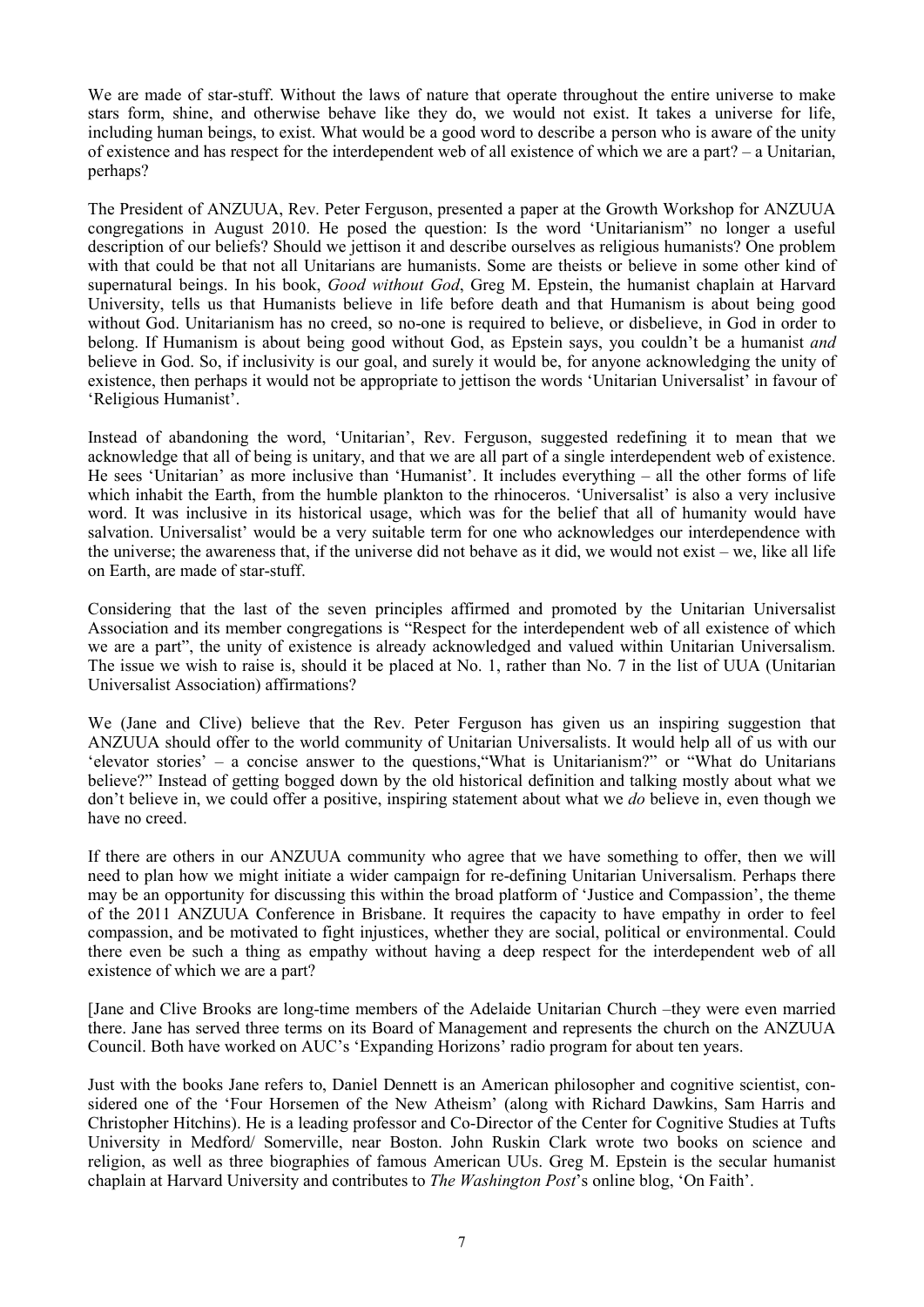We are made of star-stuff. Without the laws of nature that operate throughout the entire universe to make stars form, shine, and otherwise behave like they do, we would not exist. It takes a universe for life, including human beings, to exist. What would be a good word to describe a person who is aware of the unity of existence and has respect for the interdependent web of all existence of which we are a part? – a Unitarian, perhaps?

The President of ANZUUA, Rev. Peter Ferguson, presented a paper at the Growth Workshop for ANZUUA congregations in August 2010. He posed the question: Is the word 'Unitarianism" no longer a useful description of our beliefs? Should we jettison it and describe ourselves as religious humanists? One problem with that could be that not all Unitarians are humanists. Some are theists or believe in some other kind of supernatural beings. In his book, *Good without God*, Greg M. Epstein, the humanist chaplain at Harvard University, tells us that Humanists believe in life before death and that Humanism is about being good without God. Unitarianism has no creed, so no-one is required to believe, or disbelieve, in God in order to belong. If Humanism is about being good without God, as Epstein says, you couldn't be a humanist *and* believe in God. So, if inclusivity is our goal, and surely it would be, for anyone acknowledging the unity of existence, then perhaps it would not be appropriate to jettison the words 'Unitarian Universalist' in favour of 'Religious Humanist'.

Instead of abandoning the word, 'Unitarian', Rev. Ferguson, suggested redefining it to mean that we acknowledge that all of being is unitary, and that we are all part of a single interdependent web of existence. He sees 'Unitarian' as more inclusive than 'Humanist'. It includes everything – all the other forms of life which inhabit the Earth, from the humble plankton to the rhinoceros. 'Universalist' is also a very inclusive word. It was inclusive in its historical usage, which was for the belief that all of humanity would have salvation. Universalist' would be a very suitable term for one who acknowledges our interdependence with the universe; the awareness that, if the universe did not behave as it did, we would not exist – we, like all life on Earth, are made of star-stuff.

Considering that the last of the seven principles affirmed and promoted by the Unitarian Universalist Association and its member congregations is "Respect for the interdependent web of all existence of which we are a part", the unity of existence is already acknowledged and valued within Unitarian Universalism. The issue we wish to raise is, should it be placed at No. 1, rather than No. 7 in the list of UUA (Unitarian Universalist Association) affirmations?

We (Jane and Clive) believe that the Rev. Peter Ferguson has given us an inspiring suggestion that ANZUUA should offer to the world community of Unitarian Universalists. It would help all of us with our 'elevator stories' – a concise answer to the questions,"What is Unitarianism?" or "What do Unitarians believe?" Instead of getting bogged down by the old historical definition and talking mostly about what we don't believe in, we could offer a positive, inspiring statement about what we *do* believe in, even though we have no creed.

If there are others in our ANZUUA community who agree that we have something to offer, then we will need to plan how we might initiate a wider campaign for re-defining Unitarian Universalism. Perhaps there may be an opportunity for discussing this within the broad platform of 'Justice and Compassion', the theme of the 2011 ANZUUA Conference in Brisbane. It requires the capacity to have empathy in order to feel compassion, and be motivated to fight injustices, whether they are social, political or environmental. Could there even be such a thing as empathy without having a deep respect for the interdependent web of all existence of which we are a part?

[Jane and Clive Brooks are long-time members of the Adelaide Unitarian Church –they were even married there. Jane has served three terms on its Board of Management and represents the church on the ANZUUA Council. Both have worked on AUC's 'Expanding Horizons' radio program for about ten years.

Just with the books Jane refers to, Daniel Dennett is an American philosopher and cognitive scientist, considered one of the 'Four Horsemen of the New Atheism' (along with Richard Dawkins, Sam Harris and Christopher Hitchins). He is a leading professor and Co-Director of the Center for Cognitive Studies at Tufts University in Medford/ Somerville, near Boston. John Ruskin Clark wrote two books on science and religion, as well as three biographies of famous American UUs. Greg M. Epstein is the secular humanist chaplain at Harvard University and contributes to *The Washington Post*'s online blog, 'On Faith'.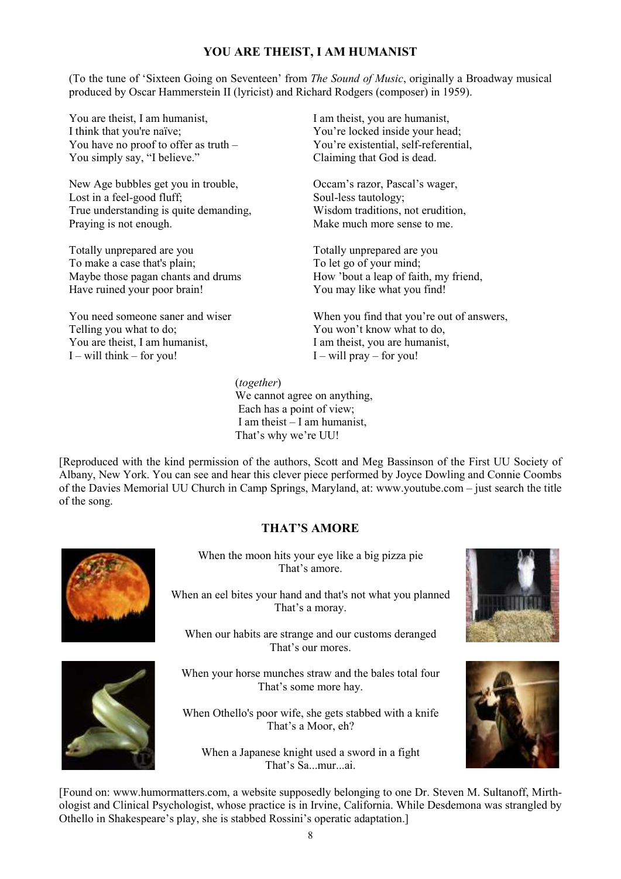## YOU ARE THEIST, I AM HUMANIST

(To the tune of 'Sixteen Going on Seventeen' from *The Sound of Music*, originally a Broadway musical produced by Oscar Hammerstein II (lyricist) and Richard Rodgers (composer) in 1959).

You are theist, I am humanist,
I think that you're naïve;
You have no proof to offer as truth –
You simply say, "I believe."

New Age bubbles get you in trouble,
Lost in a feel-good fluff;
True understanding is quite demanding,
Praying is not enough.

Totally unprepared are you
To make a case that's plain;
Maybe those pagan chants and drums
Have ruined your poor brain!

You need someone saner and wiser
Telling you what to do;
You are theist, I am humanist,
I – will think – for you!

I am theist, you are humanist,
You're locked inside your head;
You're existential, self-referential,
Claiming that God is dead.

Occam's razor, Pascal's wager,
Soul-less tautology;
Wisdom traditions, not erudition,
Make much more sense to me.

Totally unprepared are you
To let go of your mind;
How 'bout a leap of faith, my friend,
You may like what you find!

When you find that you're out of answers,
You won't know what to do,
I am theist, you are humanist,
I – will pray – for you!

(*together*)
We cannot agree on anything,
Each has a point of view;
I am theist – I am humanist,
That's why we're UU!

[Reproduced with the kind permission of the authors, Scott and Meg Bassinson of the First UU Society of Albany, New York. You can see and hear this clever piece performed by Joyce Dowling and Connie Coombs of the Davies Memorial UU Church in Camp Springs, Maryland, at: www.youtube.com – just search the title of the song.

## THAT'S AMORE

When the moon hits your eye like a big pizza pie
That's amore.

When an eel bites your hand and that's not what you planned
That's a moray.

When our habits are strange and our customs deranged
That's our mores.

When your horse munches straw and the bales total four
That's some more hay.

When Othello's poor wife, she gets stabbed with a knife
That's a Moor, eh?

When a Japanese knight used a sword in a fight
That's Sa...mur...ai.

[Found on: www.humormatters.com, a website supposedly belonging to one Dr. Steven M. Sultanoff, Mirthologist and Clinical Psychologist, whose practice is in Irvine, California. While Desdemona was strangled by Othello in Shakespeare's play, she is stabbed Rossini's operatic adaptation.]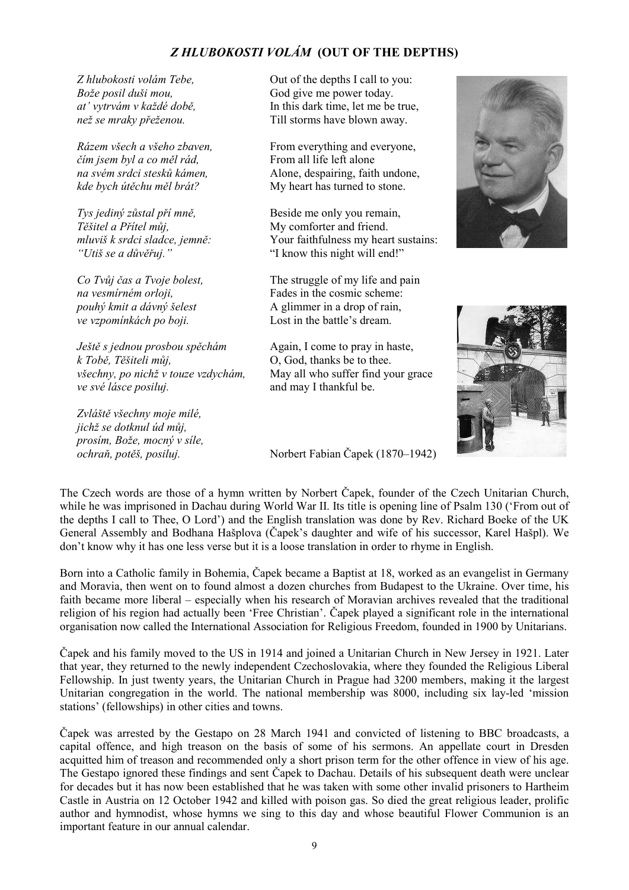## *Z HLUBOKOSTI VOLÁM* (OUT OF THE DEPTHS)

*Z hlubokosti volám Tebe,*
*Bože posil duši mou,*
*at' vytrvám v každé době,*
*než se mraky přeženou.*

*Rázem všech a všeho zbaven,*
*čím jsem byl a co měl rád,*
*na svém srdci stesků kámen,*
*kde bych útěchu měl brát?*

*Tys jediný zůstal pří mně,*
*Těšitel a Přítel můj,*
*mluviš k srdci sladce, jemně:*
*"Utiš se a důvěřuj."*

*Co Tvůj čas a Tvoje bolest,*
*na vesmírném orloji,*
*pouhý kmit a dávný šelest*
*ve vzpomínkách po boji.*

*Ještě s jednou prosbou spěchám*
*k Tobě, Těšiteli můj,*
*všechny, po nichž v touze vzdychám,*
*ve své lásce posiluj.*

*Zvláště všechny moje milé,*
*jichž se dotknul úd můj,*
*prosím, Bože, mocný v síle,*
*ochraň, potěš, posiluj.*

Out of the depths I call to you:
God give me power today.
In this dark time, let me be true,
Till storms have blown away.

From everything and everyone,
From all life left alone
Alone, despairing, faith undone,
My heart has turned to stone.

Beside me only you remain,
My comforter and friend.
Your faithfulness my heart sustains:
"I know this night will end!"

The struggle of my life and pain
Fades in the cosmic scheme:
A glimmer in a drop of rain,
Lost in the battle's dream.

Again, I come to pray in haste,
O, God, thanks be to thee.
May all who suffer find your grace
and may I thankful be.

Norbert Fabian Čapek (1870–1942)

The Czech words are those of a hymn written by Norbert Čapek, founder of the Czech Unitarian Church, while he was imprisoned in Dachau during World War II. Its title is opening line of Psalm 130 ('From out of the depths I call to Thee, O Lord') and the English translation was done by Rev. Richard Boeke of the UK General Assembly and Bodhana Hašplova (Čapek's daughter and wife of his successor, Karel Hašpl). We don't know why it has one less verse but it is a loose translation in order to rhyme in English.

Born into a Catholic family in Bohemia, Čapek became a Baptist at 18, worked as an evangelist in Germany and Moravia, then went on to found almost a dozen churches from Budapest to the Ukraine. Over time, his faith became more liberal – especially when his research of Moravian archives revealed that the traditional religion of his region had actually been 'Free Christian'. Čapek played a significant role in the international organisation now called the International Association for Religious Freedom, founded in 1900 by Unitarians.

Čapek and his family moved to the US in 1914 and joined a Unitarian Church in New Jersey in 1921. Later that year, they returned to the newly independent Czechoslovakia, where they founded the Religious Liberal Fellowship. In just twenty years, the Unitarian Church in Prague had 3200 members, making it the largest Unitarian congregation in the world. The national membership was 8000, including six lay-led 'mission stations' (fellowships) in other cities and towns.

Čapek was arrested by the Gestapo on 28 March 1941 and convicted of listening to BBC broadcasts, a capital offence, and high treason on the basis of some of his sermons. An appellate court in Dresden acquitted him of treason and recommended only a short prison term for the other offence in view of his age. The Gestapo ignored these findings and sent Čapek to Dachau. Details of his subsequent death were unclear for decades but it has now been established that he was taken with some other invalid prisoners to Hartheim Castle in Austria on 12 October 1942 and killed with poison gas. So died the great religious leader, prolific author and hymnodist, whose hymns we sing to this day and whose beautiful Flower Communion is an important feature in our annual calendar.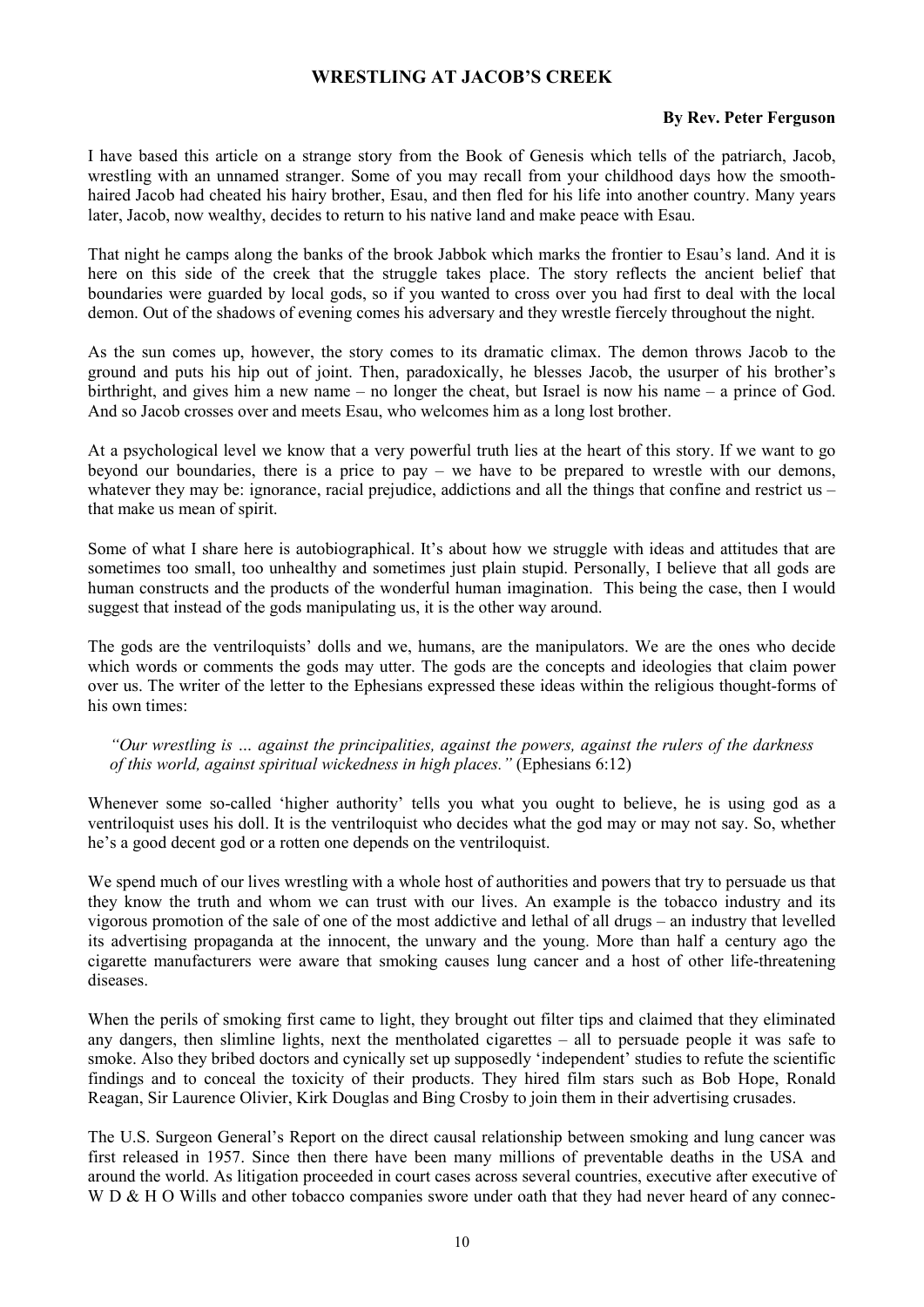## WRESTLING AT JACOB'S CREEK

**By Rev. Peter Ferguson**

I have based this article on a strange story from the Book of Genesis which tells of the patriarch, Jacob, wrestling with an unnamed stranger. Some of you may recall from your childhood days how the smooth-haired Jacob had cheated his hairy brother, Esau, and then fled for his life into another country. Many years later, Jacob, now wealthy, decides to return to his native land and make peace with Esau.

That night he camps along the banks of the brook Jabbok which marks the frontier to Esau's land. And it is here on this side of the creek that the struggle takes place. The story reflects the ancient belief that boundaries were guarded by local gods, so if you wanted to cross over you had first to deal with the local demon. Out of the shadows of evening comes his adversary and they wrestle fiercely throughout the night.

As the sun comes up, however, the story comes to its dramatic climax. The demon throws Jacob to the ground and puts his hip out of joint. Then, paradoxically, he blesses Jacob, the usurper of his brother's birthright, and gives him a new name – no longer the cheat, but Israel is now his name – a prince of God. And so Jacob crosses over and meets Esau, who welcomes him as a long lost brother.

At a psychological level we know that a very powerful truth lies at the heart of this story. If we want to go beyond our boundaries, there is a price to pay – we have to be prepared to wrestle with our demons, whatever they may be: ignorance, racial prejudice, addictions and all the things that confine and restrict us – that make us mean of spirit.

Some of what I share here is autobiographical. It's about how we struggle with ideas and attitudes that are sometimes too small, too unhealthy and sometimes just plain stupid. Personally, I believe that all gods are human constructs and the products of the wonderful human imagination. This being the case, then I would suggest that instead of the gods manipulating us, it is the other way around.

The gods are the ventriloquists' dolls and we, humans, are the manipulators. We are the ones who decide which words or comments the gods may utter. The gods are the concepts and ideologies that claim power over us. The writer of the letter to the Ephesians expressed these ideas within the religious thought-forms of his own times:

> *"Our wrestling is … against the principalities, against the powers, against the rulers of the darkness of this world, against spiritual wickedness in high places."* (Ephesians 6:12)

Whenever some so-called 'higher authority' tells you what you ought to believe, he is using god as a ventriloquist uses his doll. It is the ventriloquist who decides what the god may or may not say. So, whether he's a good decent god or a rotten one depends on the ventriloquist.

We spend much of our lives wrestling with a whole host of authorities and powers that try to persuade us that they know the truth and whom we can trust with our lives. An example is the tobacco industry and its vigorous promotion of the sale of one of the most addictive and lethal of all drugs – an industry that levelled its advertising propaganda at the innocent, the unwary and the young. More than half a century ago the cigarette manufacturers were aware that smoking causes lung cancer and a host of other life-threatening diseases.

When the perils of smoking first came to light, they brought out filter tips and claimed that they eliminated any dangers, then slimline lights, next the mentholated cigarettes – all to persuade people it was safe to smoke. Also they bribed doctors and cynically set up supposedly 'independent' studies to refute the scientific findings and to conceal the toxicity of their products. They hired film stars such as Bob Hope, Ronald Reagan, Sir Laurence Olivier, Kirk Douglas and Bing Crosby to join them in their advertising crusades.

The U.S. Surgeon General's Report on the direct causal relationship between smoking and lung cancer was first released in 1957. Since then there have been many millions of preventable deaths in the USA and around the world. As litigation proceeded in court cases across several countries, executive after executive of W D & H O Wills and other tobacco companies swore under oath that they had never heard of any connec-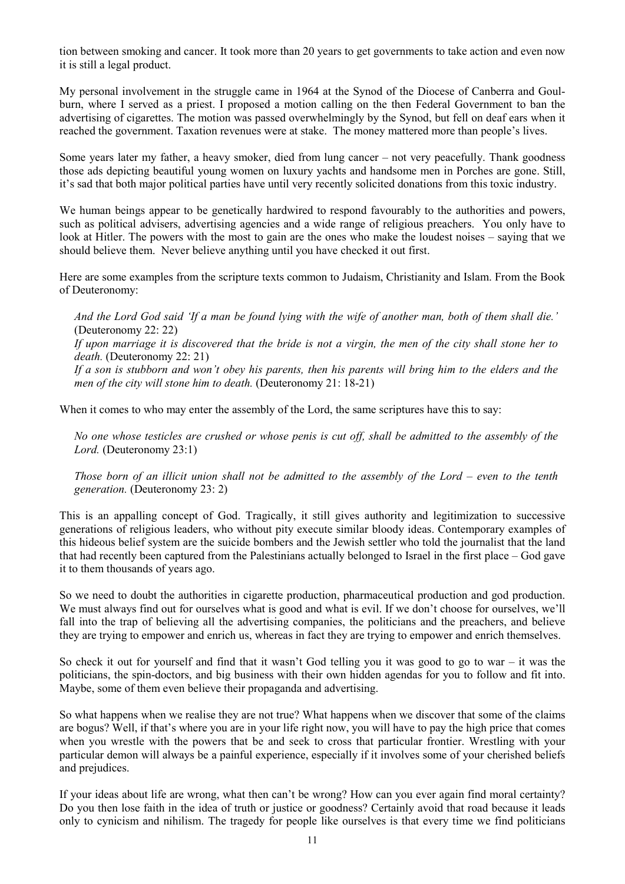tion between smoking and cancer. It took more than 20 years to get governments to take action and even now it is still a legal product.

My personal involvement in the struggle came in 1964 at the Synod of the Diocese of Canberra and Goulburn, where I served as a priest. I proposed a motion calling on the then Federal Government to ban the advertising of cigarettes. The motion was passed overwhelmingly by the Synod, but fell on deaf ears when it reached the government. Taxation revenues were at stake. The money mattered more than people's lives.

Some years later my father, a heavy smoker, died from lung cancer – not very peacefully. Thank goodness those ads depicting beautiful young women on luxury yachts and handsome men in Porches are gone. Still, it's sad that both major political parties have until very recently solicited donations from this toxic industry.

We human beings appear to be genetically hardwired to respond favourably to the authorities and powers, such as political advisers, advertising agencies and a wide range of religious preachers. You only have to look at Hitler. The powers with the most to gain are the ones who make the loudest noises – saying that we should believe them. Never believe anything until you have checked it out first.

Here are some examples from the scripture texts common to Judaism, Christianity and Islam. From the Book of Deuteronomy:

> *And the Lord God said 'If a man be found lying with the wife of another man, both of them shall die.'* (Deuteronomy 22: 22)
> *If upon marriage it is discovered that the bride is not a virgin, the men of the city shall stone her to death.* (Deuteronomy 22: 21)
> *If a son is stubborn and won't obey his parents, then his parents will bring him to the elders and the men of the city will stone him to death.* (Deuteronomy 21: 18-21)

When it comes to who may enter the assembly of the Lord, the same scriptures have this to say:

> *No one whose testicles are crushed or whose penis is cut off, shall be admitted to the assembly of the Lord.* (Deuteronomy 23:1)
>
> *Those born of an illicit union shall not be admitted to the assembly of the Lord – even to the tenth generation.* (Deuteronomy 23: 2)

This is an appalling concept of God. Tragically, it still gives authority and legitimization to successive generations of religious leaders, who without pity execute similar bloody ideas. Contemporary examples of this hideous belief system are the suicide bombers and the Jewish settler who told the journalist that the land that had recently been captured from the Palestinians actually belonged to Israel in the first place – God gave it to them thousands of years ago.

So we need to doubt the authorities in cigarette production, pharmaceutical production and god production. We must always find out for ourselves what is good and what is evil. If we don't choose for ourselves, we'll fall into the trap of believing all the advertising companies, the politicians and the preachers, and believe they are trying to empower and enrich us, whereas in fact they are trying to empower and enrich themselves.

So check it out for yourself and find that it wasn't God telling you it was good to go to war – it was the politicians, the spin-doctors, and big business with their own hidden agendas for you to follow and fit into. Maybe, some of them even believe their propaganda and advertising.

So what happens when we realise they are not true? What happens when we discover that some of the claims are bogus? Well, if that's where you are in your life right now, you will have to pay the high price that comes when you wrestle with the powers that be and seek to cross that particular frontier. Wrestling with your particular demon will always be a painful experience, especially if it involves some of your cherished beliefs and prejudices.

If your ideas about life are wrong, what then can't be wrong? How can you ever again find moral certainty? Do you then lose faith in the idea of truth or justice or goodness? Certainly avoid that road because it leads only to cynicism and nihilism. The tragedy for people like ourselves is that every time we find politicians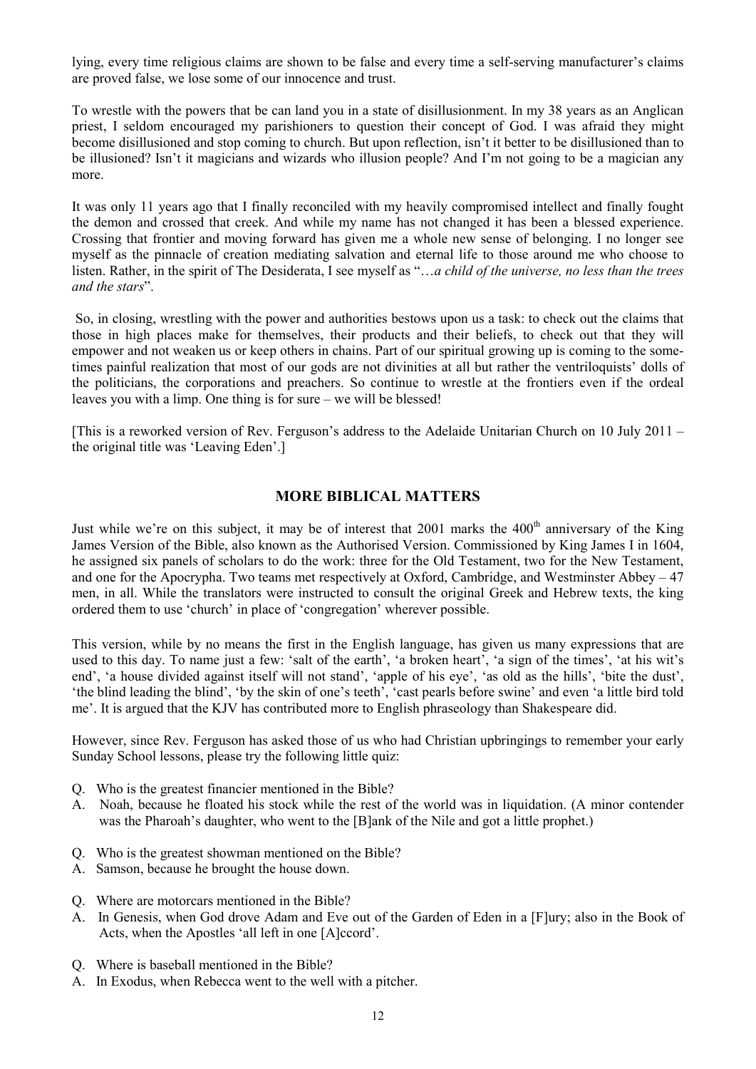lying, every time religious claims are shown to be false and every time a self-serving manufacturer's claims are proved false, we lose some of our innocence and trust.

To wrestle with the powers that be can land you in a state of disillusionment. In my 38 years as an Anglican priest, I seldom encouraged my parishioners to question their concept of God. I was afraid they might become disillusioned and stop coming to church. But upon reflection, isn't it better to be disillusioned than to be illusioned? Isn't it magicians and wizards who illusion people? And I'm not going to be a magician any more.

It was only 11 years ago that I finally reconciled with my heavily compromised intellect and finally fought the demon and crossed that creek. And while my name has not changed it has been a blessed experience. Crossing that frontier and moving forward has given me a whole new sense of belonging. I no longer see myself as the pinnacle of creation mediating salvation and eternal life to those around me who choose to listen. Rather, in the spirit of The Desiderata, I see myself as "…*a child of the universe, no less than the trees and the stars*".

So, in closing, wrestling with the power and authorities bestows upon us a task: to check out the claims that those in high places make for themselves, their products and their beliefs, to check out that they will empower and not weaken us or keep others in chains. Part of our spiritual growing up is coming to the sometimes painful realization that most of our gods are not divinities at all but rather the ventriloquists' dolls of the politicians, the corporations and preachers. So continue to wrestle at the frontiers even if the ordeal leaves you with a limp. One thing is for sure – we will be blessed!

[This is a reworked version of Rev. Ferguson's address to the Adelaide Unitarian Church on 10 July 2011 – the original title was 'Leaving Eden'.]

## MORE BIBLICAL MATTERS

Just while we're on this subject, it may be of interest that 2001 marks the 400th anniversary of the King James Version of the Bible, also known as the Authorised Version. Commissioned by King James I in 1604, he assigned six panels of scholars to do the work: three for the Old Testament, two for the New Testament, and one for the Apocrypha. Two teams met respectively at Oxford, Cambridge, and Westminster Abbey – 47 men, in all. While the translators were instructed to consult the original Greek and Hebrew texts, the king ordered them to use 'church' in place of 'congregation' wherever possible.

This version, while by no means the first in the English language, has given us many expressions that are used to this day. To name just a few: 'salt of the earth', 'a broken heart', 'a sign of the times', 'at his wit's end', 'a house divided against itself will not stand', 'apple of his eye', 'as old as the hills', 'bite the dust', 'the blind leading the blind', 'by the skin of one's teeth', 'cast pearls before swine' and even 'a little bird told me'. It is argued that the KJV has contributed more to English phraseology than Shakespeare did.

However, since Rev. Ferguson has asked those of us who had Christian upbringings to remember your early Sunday School lessons, please try the following little quiz:

Q. Who is the greatest financier mentioned in the Bible?
A. Noah, because he floated his stock while the rest of the world was in liquidation. (A minor contender was the Pharoah's daughter, who went to the [B]ank of the Nile and got a little prophet.)

Q. Who is the greatest showman mentioned on the Bible?
A. Samson, because he brought the house down.

Q. Where are motorcars mentioned in the Bible?
A. In Genesis, when God drove Adam and Eve out of the Garden of Eden in a [F]ury; also in the Book of Acts, when the Apostles 'all left in one [A]ccord'.

Q. Where is baseball mentioned in the Bible?
A. In Exodus, when Rebecca went to the well with a pitcher.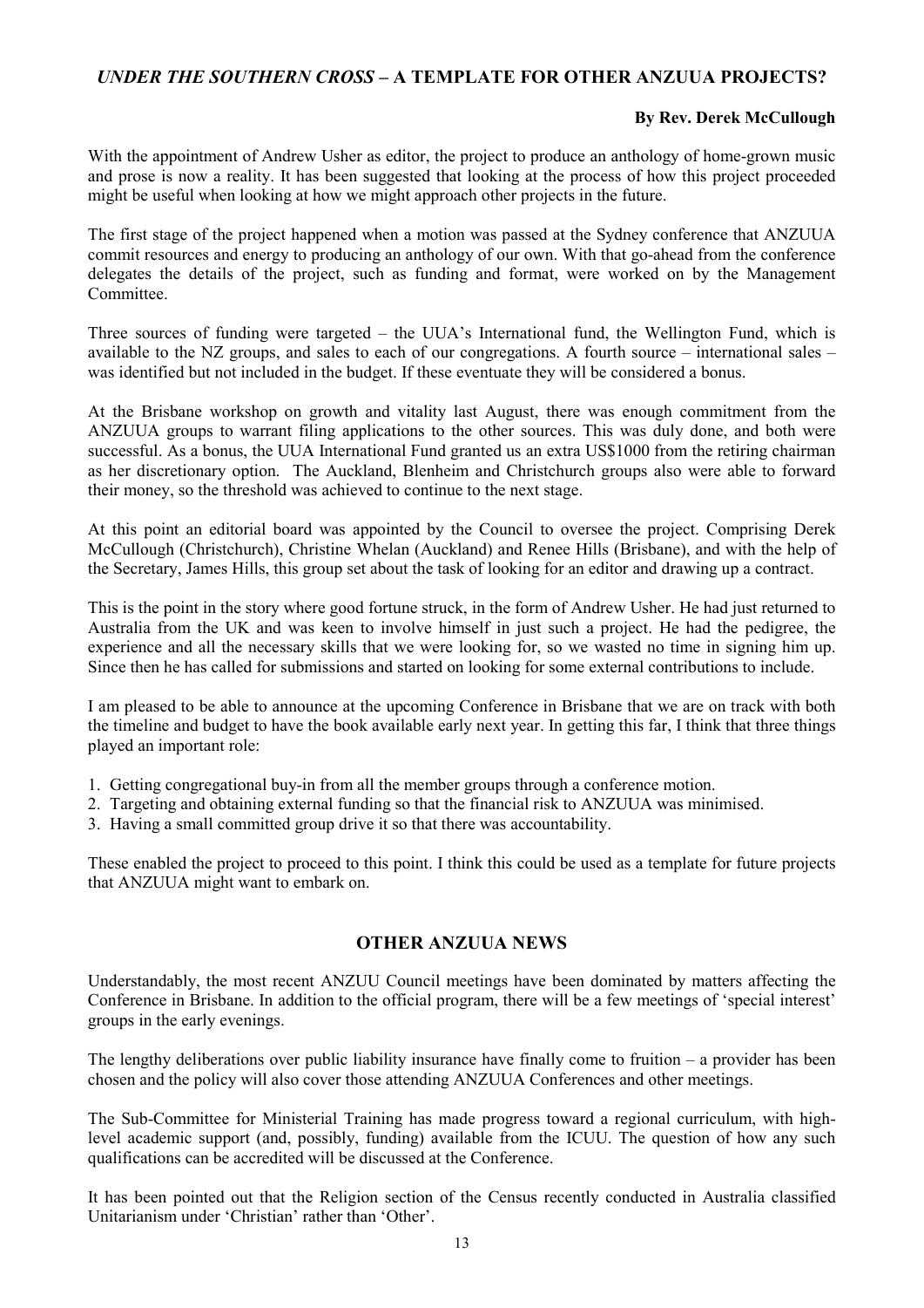## *UNDER THE SOUTHERN CROSS* – A TEMPLATE FOR OTHER ANZUUA PROJECTS?

**By Rev. Derek McCullough**

With the appointment of Andrew Usher as editor, the project to produce an anthology of home-grown music and prose is now a reality. It has been suggested that looking at the process of how this project proceeded might be useful when looking at how we might approach other projects in the future.

The first stage of the project happened when a motion was passed at the Sydney conference that ANZUUA commit resources and energy to producing an anthology of our own. With that go-ahead from the conference delegates the details of the project, such as funding and format, were worked on by the Management Committee.

Three sources of funding were targeted – the UUA's International fund, the Wellington Fund, which is available to the NZ groups, and sales to each of our congregations. A fourth source – international sales – was identified but not included in the budget. If these eventuate they will be considered a bonus.

At the Brisbane workshop on growth and vitality last August, there was enough commitment from the ANZUUA groups to warrant filing applications to the other sources. This was duly done, and both were successful. As a bonus, the UUA International Fund granted us an extra US$1000 from the retiring chairman as her discretionary option. The Auckland, Blenheim and Christchurch groups also were able to forward their money, so the threshold was achieved to continue to the next stage.

At this point an editorial board was appointed by the Council to oversee the project. Comprising Derek McCullough (Christchurch), Christine Whelan (Auckland) and Renee Hills (Brisbane), and with the help of the Secretary, James Hills, this group set about the task of looking for an editor and drawing up a contract.

This is the point in the story where good fortune struck, in the form of Andrew Usher. He had just returned to Australia from the UK and was keen to involve himself in just such a project. He had the pedigree, the experience and all the necessary skills that we were looking for, so we wasted no time in signing him up. Since then he has called for submissions and started on looking for some external contributions to include.

I am pleased to be able to announce at the upcoming Conference in Brisbane that we are on track with both the timeline and budget to have the book available early next year. In getting this far, I think that three things played an important role:

1. Getting congregational buy-in from all the member groups through a conference motion.
2. Targeting and obtaining external funding so that the financial risk to ANZUUA was minimised.
3. Having a small committed group drive it so that there was accountability.

These enabled the project to proceed to this point. I think this could be used as a template for future projects that ANZUUA might want to embark on.

## OTHER ANZUUA NEWS

Understandably, the most recent ANZUU Council meetings have been dominated by matters affecting the Conference in Brisbane. In addition to the official program, there will be a few meetings of 'special interest' groups in the early evenings.

The lengthy deliberations over public liability insurance have finally come to fruition – a provider has been chosen and the policy will also cover those attending ANZUUA Conferences and other meetings.

The Sub-Committee for Ministerial Training has made progress toward a regional curriculum, with high-level academic support (and, possibly, funding) available from the ICUU. The question of how any such qualifications can be accredited will be discussed at the Conference.

It has been pointed out that the Religion section of the Census recently conducted in Australia classified Unitarianism under 'Christian' rather than 'Other'.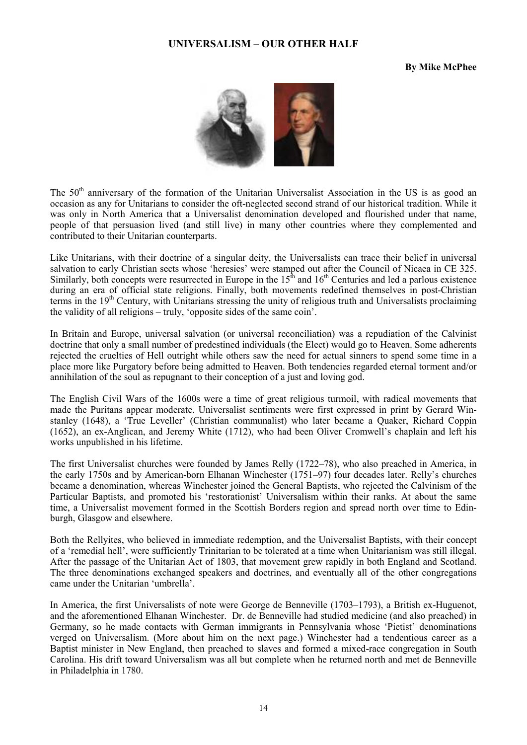# UNIVERSALISM – OUR OTHER HALF

**By Mike McPhee**

The 50th anniversary of the formation of the Unitarian Universalist Association in the US is as good an occasion as any for Unitarians to consider the oft-neglected second strand of our historical tradition. While it was only in North America that a Universalist denomination developed and flourished under that name, people of that persuasion lived (and still live) in many other countries where they complemented and contributed to their Unitarian counterparts.

Like Unitarians, with their doctrine of a singular deity, the Universalists can trace their belief in universal salvation to early Christian sects whose 'heresies' were stamped out after the Council of Nicaea in CE 325. Similarly, both concepts were resurrected in Europe in the 15th and 16th Centuries and led a parlous existence during an era of official state religions. Finally, both movements redefined themselves in post-Christian terms in the 19th Century, with Unitarians stressing the unity of religious truth and Universalists proclaiming the validity of all religions – truly, 'opposite sides of the same coin'.

In Britain and Europe, universal salvation (or universal reconciliation) was a repudiation of the Calvinist doctrine that only a small number of predestined individuals (the Elect) would go to Heaven. Some adherents rejected the cruelties of Hell outright while others saw the need for actual sinners to spend some time in a place more like Purgatory before being admitted to Heaven. Both tendencies regarded eternal torment and/or annihilation of the soul as repugnant to their conception of a just and loving god.

The English Civil Wars of the 1600s were a time of great religious turmoil, with radical movements that made the Puritans appear moderate. Universalist sentiments were first expressed in print by Gerard Winstanley (1648), a 'True Leveller' (Christian communalist) who later became a Quaker, Richard Coppin (1652), an ex-Anglican, and Jeremy White (1712), who had been Oliver Cromwell's chaplain and left his works unpublished in his lifetime.

The first Universalist churches were founded by James Relly (1722–78), who also preached in America, in the early 1750s and by American-born Elhanan Winchester (1751–97) four decades later. Relly's churches became a denomination, whereas Winchester joined the General Baptists, who rejected the Calvinism of the Particular Baptists, and promoted his 'restorationist' Universalism within their ranks. At about the same time, a Universalist movement formed in the Scottish Borders region and spread north over time to Edinburgh, Glasgow and elsewhere.

Both the Rellyites, who believed in immediate redemption, and the Universalist Baptists, with their concept of a 'remedial hell', were sufficiently Trinitarian to be tolerated at a time when Unitarianism was still illegal. After the passage of the Unitarian Act of 1803, that movement grew rapidly in both England and Scotland. The three denominations exchanged speakers and doctrines, and eventually all of the other congregations came under the Unitarian 'umbrella'.

In America, the first Universalists of note were George de Benneville (1703–1793), a British ex-Huguenot, and the aforementioned Elhanan Winchester. Dr. de Benneville had studied medicine (and also preached) in Germany, so he made contacts with German immigrants in Pennsylvania whose 'Pietist' denominations verged on Universalism. (More about him on the next page.) Winchester had a tendentious career as a Baptist minister in New England, then preached to slaves and formed a mixed-race congregation in South Carolina. His drift toward Universalism was all but complete when he returned north and met de Benneville in Philadelphia in 1780.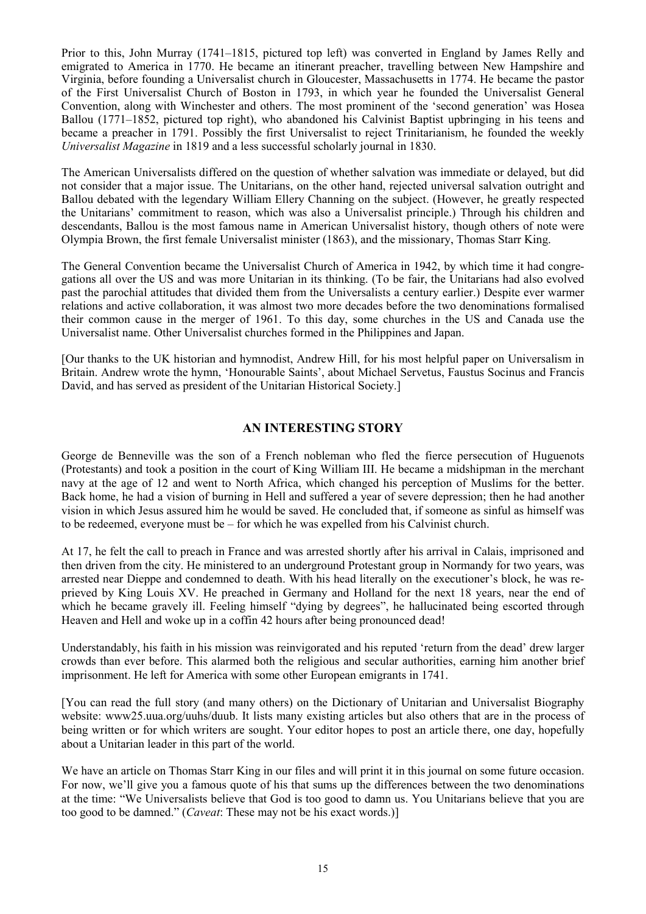Prior to this, John Murray (1741–1815, pictured top left) was converted in England by James Relly and emigrated to America in 1770. He became an itinerant preacher, travelling between New Hampshire and Virginia, before founding a Universalist church in Gloucester, Massachusetts in 1774. He became the pastor of the First Universalist Church of Boston in 1793, in which year he founded the Universalist General Convention, along with Winchester and others. The most prominent of the 'second generation' was Hosea Ballou (1771–1852, pictured top right), who abandoned his Calvinist Baptist upbringing in his teens and became a preacher in 1791. Possibly the first Universalist to reject Trinitarianism, he founded the weekly *Universalist Magazine* in 1819 and a less successful scholarly journal in 1830.

The American Universalists differed on the question of whether salvation was immediate or delayed, but did not consider that a major issue. The Unitarians, on the other hand, rejected universal salvation outright and Ballou debated with the legendary William Ellery Channing on the subject. (However, he greatly respected the Unitarians' commitment to reason, which was also a Universalist principle.) Through his children and descendants, Ballou is the most famous name in American Universalist history, though others of note were Olympia Brown, the first female Universalist minister (1863), and the missionary, Thomas Starr King.

The General Convention became the Universalist Church of America in 1942, by which time it had congregations all over the US and was more Unitarian in its thinking. (To be fair, the Unitarians had also evolved past the parochial attitudes that divided them from the Universalists a century earlier.) Despite ever warmer relations and active collaboration, it was almost two more decades before the two denominations formalised their common cause in the merger of 1961. To this day, some churches in the US and Canada use the Universalist name. Other Universalist churches formed in the Philippines and Japan.

[Our thanks to the UK historian and hymnodist, Andrew Hill, for his most helpful paper on Universalism in Britain. Andrew wrote the hymn, 'Honourable Saints', about Michael Servetus, Faustus Socinus and Francis David, and has served as president of the Unitarian Historical Society.]

## AN INTERESTING STORY

George de Benneville was the son of a French nobleman who fled the fierce persecution of Huguenots (Protestants) and took a position in the court of King William III. He became a midshipman in the merchant navy at the age of 12 and went to North Africa, which changed his perception of Muslims for the better. Back home, he had a vision of burning in Hell and suffered a year of severe depression; then he had another vision in which Jesus assured him he would be saved. He concluded that, if someone as sinful as himself was to be redeemed, everyone must be – for which he was expelled from his Calvinist church.

At 17, he felt the call to preach in France and was arrested shortly after his arrival in Calais, imprisoned and then driven from the city. He ministered to an underground Protestant group in Normandy for two years, was arrested near Dieppe and condemned to death. With his head literally on the executioner's block, he was reprieved by King Louis XV. He preached in Germany and Holland for the next 18 years, near the end of which he became gravely ill. Feeling himself "dying by degrees", he hallucinated being escorted through Heaven and Hell and woke up in a coffin 42 hours after being pronounced dead!

Understandably, his faith in his mission was reinvigorated and his reputed 'return from the dead' drew larger crowds than ever before. This alarmed both the religious and secular authorities, earning him another brief imprisonment. He left for America with some other European emigrants in 1741.

[You can read the full story (and many others) on the Dictionary of Unitarian and Universalist Biography website: www25.uua.org/uuhs/duub. It lists many existing articles but also others that are in the process of being written or for which writers are sought. Your editor hopes to post an article there, one day, hopefully about a Unitarian leader in this part of the world.

We have an article on Thomas Starr King in our files and will print it in this journal on some future occasion. For now, we'll give you a famous quote of his that sums up the differences between the two denominations at the time: "We Universalists believe that God is too good to damn us. You Unitarians believe that you are too good to be damned." (*Caveat*: These may not be his exact words.)]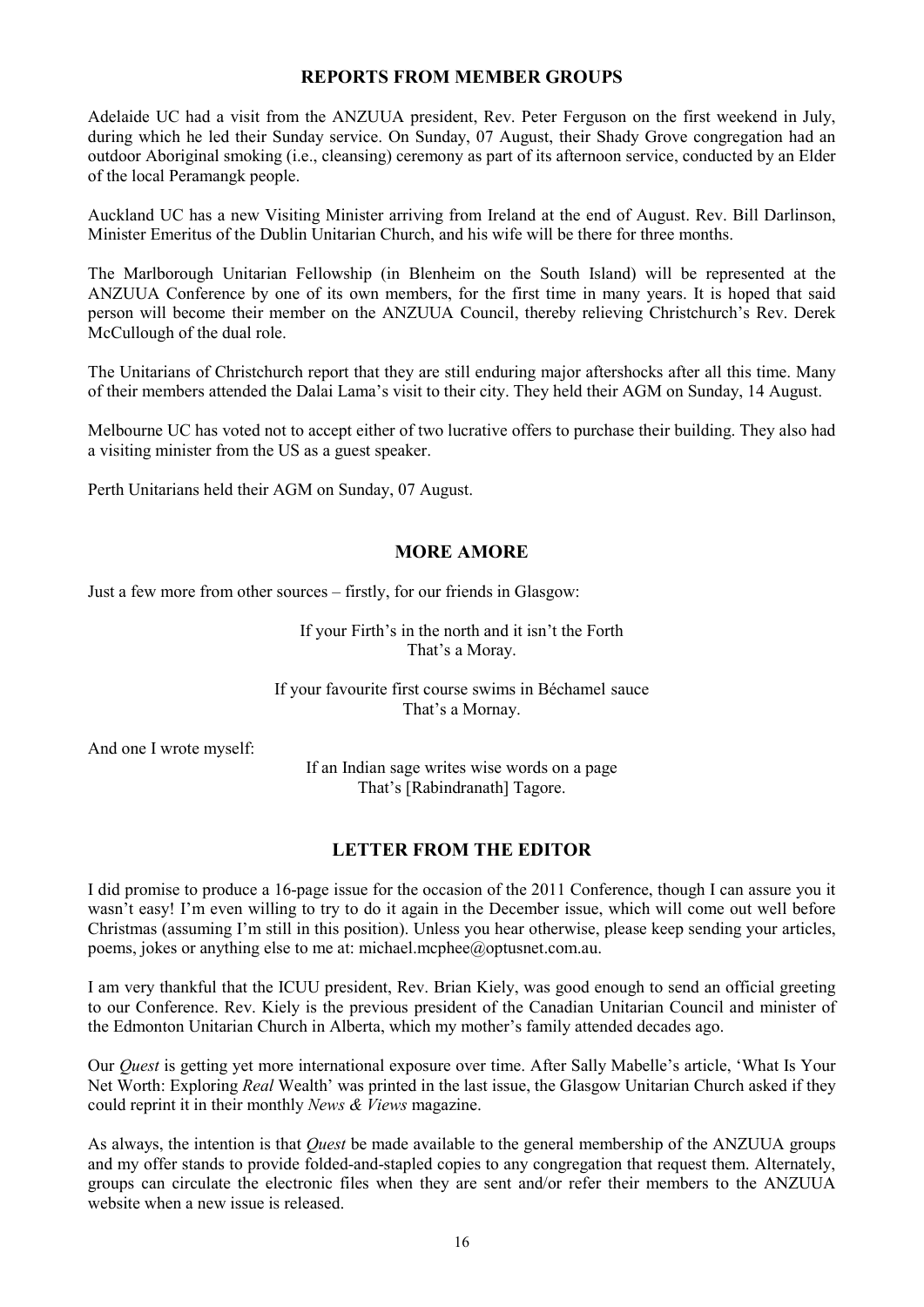## REPORTS FROM MEMBER GROUPS

Adelaide UC had a visit from the ANZUUA president, Rev. Peter Ferguson on the first weekend in July, during which he led their Sunday service. On Sunday, 07 August, their Shady Grove congregation had an outdoor Aboriginal smoking (i.e., cleansing) ceremony as part of its afternoon service, conducted by an Elder of the local Peramangk people.

Auckland UC has a new Visiting Minister arriving from Ireland at the end of August. Rev. Bill Darlinson, Minister Emeritus of the Dublin Unitarian Church, and his wife will be there for three months.

The Marlborough Unitarian Fellowship (in Blenheim on the South Island) will be represented at the ANZUUA Conference by one of its own members, for the first time in many years. It is hoped that said person will become their member on the ANZUUA Council, thereby relieving Christchurch's Rev. Derek McCullough of the dual role.

The Unitarians of Christchurch report that they are still enduring major aftershocks after all this time. Many of their members attended the Dalai Lama's visit to their city. They held their AGM on Sunday, 14 August.

Melbourne UC has voted not to accept either of two lucrative offers to purchase their building. They also had a visiting minister from the US as a guest speaker.

Perth Unitarians held their AGM on Sunday, 07 August.

## MORE AMORE

Just a few more from other sources – firstly, for our friends in Glasgow:

If your Firth's in the north and it isn't the Forth
That's a Moray.

If your favourite first course swims in Béchamel sauce
That's a Mornay.

And one I wrote myself:

If an Indian sage writes wise words on a page
That's [Rabindranath] Tagore.

## LETTER FROM THE EDITOR

I did promise to produce a 16-page issue for the occasion of the 2011 Conference, though I can assure you it wasn't easy! I'm even willing to try to do it again in the December issue, which will come out well before Christmas (assuming I'm still in this position). Unless you hear otherwise, please keep sending your articles, poems, jokes or anything else to me at: michael.mcphee@optusnet.com.au.

I am very thankful that the ICUU president, Rev. Brian Kiely, was good enough to send an official greeting to our Conference. Rev. Kiely is the previous president of the Canadian Unitarian Council and minister of the Edmonton Unitarian Church in Alberta, which my mother's family attended decades ago.

Our *Quest* is getting yet more international exposure over time. After Sally Mabelle's article, 'What Is Your Net Worth: Exploring *Real* Wealth' was printed in the last issue, the Glasgow Unitarian Church asked if they could reprint it in their monthly *News & Views* magazine.

As always, the intention is that *Quest* be made available to the general membership of the ANZUUA groups and my offer stands to provide folded-and-stapled copies to any congregation that request them. Alternately, groups can circulate the electronic files when they are sent and/or refer their members to the ANZUUA website when a new issue is released.